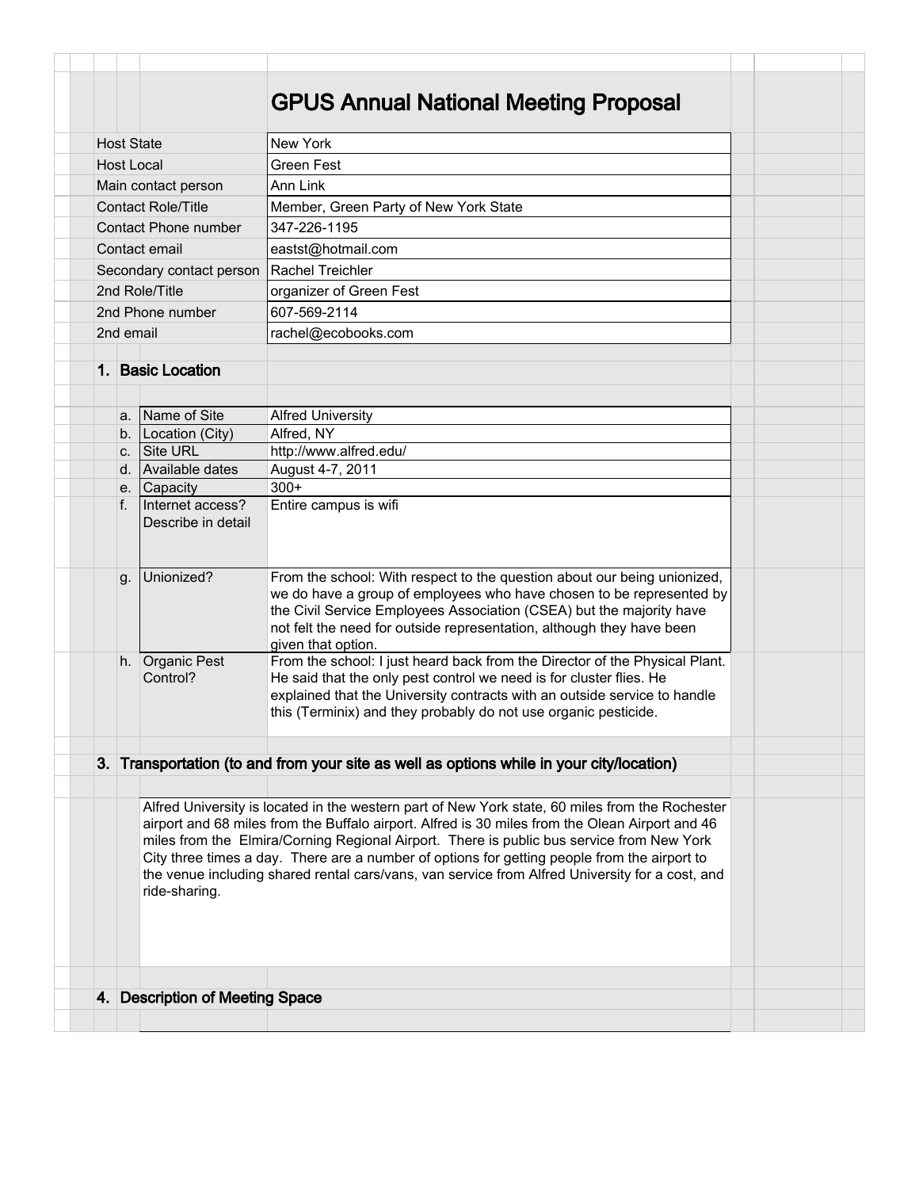# GPUS Annual National Meeting Proposal

| | |
|---|---|
| Host State | New York |
| Host Local | Green Fest |
| Main contact person | Ann Link |
| Contact Role/Title | Member, Green Party of New York State |
| Contact Phone number | 347-226-1195 |
| Contact email | eastst@hotmail.com |
| Secondary contact person | Rachel Treichler |
| 2nd Role/Title | organizer of Green Fest |
| 2nd Phone number | 607-569-2114 |
| 2nd email | rachel@ecobooks.com |

## 1. Basic Location

| | | |
|---|---|---|
| a. | Name of Site | Alfred University |
| b. | Location (City) | Alfred, NY |
| c. | Site URL | http://www.alfred.edu/ |
| d. | Available dates | August 4-7, 2011 |
| e. | Capacity | 300+ |
| f. | Internet access? Describe in detail | Entire campus is wifi |
| g. | Unionized? | From the school: With respect to the question about our being unionized, we do have a group of employees who have chosen to be represented by the Civil Service Employees Association (CSEA) but the majority have not felt the need for outside representation, although they have been given that option. |
| h. | Organic Pest Control? | From the school: I just heard back from the Director of the Physical Plant. He said that the only pest control we need is for cluster flies. He explained that the University contracts with an outside service to handle this (Terminix) and they probably do not use organic pesticide. |

## 3. Transportation (to and from your site as well as options while in your city/location)

Alfred University is located in the western part of New York state, 60 miles from the Rochester airport and 68 miles from the Buffalo airport. Alfred is 30 miles from the Olean Airport and 46 miles from the Elmira/Corning Regional Airport. There is public bus service from New York City three times a day. There are a number of options for getting people from the airport to the venue including shared rental cars/vans, van service from Alfred University for a cost, and ride-sharing.

## 4. Description of Meeting Space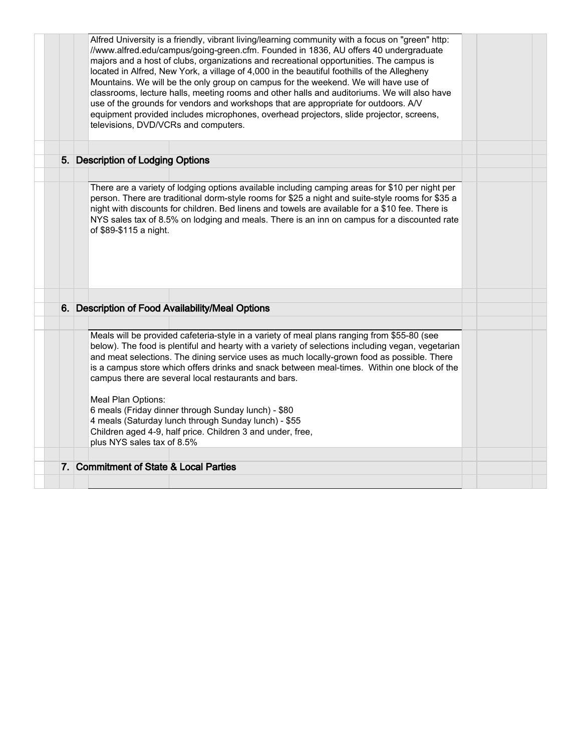Alfred University is a friendly, vibrant living/learning community with a focus on "green" http://www.alfred.edu/campus/going-green.cfm. Founded in 1836, AU offers 40 undergraduate majors and a host of clubs, organizations and recreational opportunities. The campus is located in Alfred, New York, a village of 4,000 in the beautiful foothills of the Allegheny Mountains. We will be the only group on campus for the weekend. We will have use of classrooms, lecture halls, meeting rooms and other halls and auditoriums. We will also have use of the grounds for vendors and workshops that are appropriate for outdoors. A/V equipment provided includes microphones, overhead projectors, slide projector, screens, televisions, DVD/VCRs and computers.

## 5. Description of Lodging Options

There are a variety of lodging options available including camping areas for $10 per night per person. There are traditional dorm-style rooms for $25 a night and suite-style rooms for $35 a night with discounts for children. Bed linens and towels are available for a $10 fee. There is NYS sales tax of 8.5% on lodging and meals. There is an inn on campus for a discounted rate of $89-$115 a night.

## 6. Description of Food Availability/Meal Options

Meals will be provided cafeteria-style in a variety of meal plans ranging from $55-80 (see below). The food is plentiful and hearty with a variety of selections including vegan, vegetarian and meat selections. The dining service uses as much locally-grown food as possible. There is a campus store which offers drinks and snack between meal-times. Within one block of the campus there are several local restaurants and bars.

Meal Plan Options:
6 meals (Friday dinner through Sunday lunch) - $80
4 meals (Saturday lunch through Sunday lunch) - $55
Children aged 4-9, half price. Children 3 and under, free,
plus NYS sales tax of 8.5%

## 7. Commitment of State & Local Parties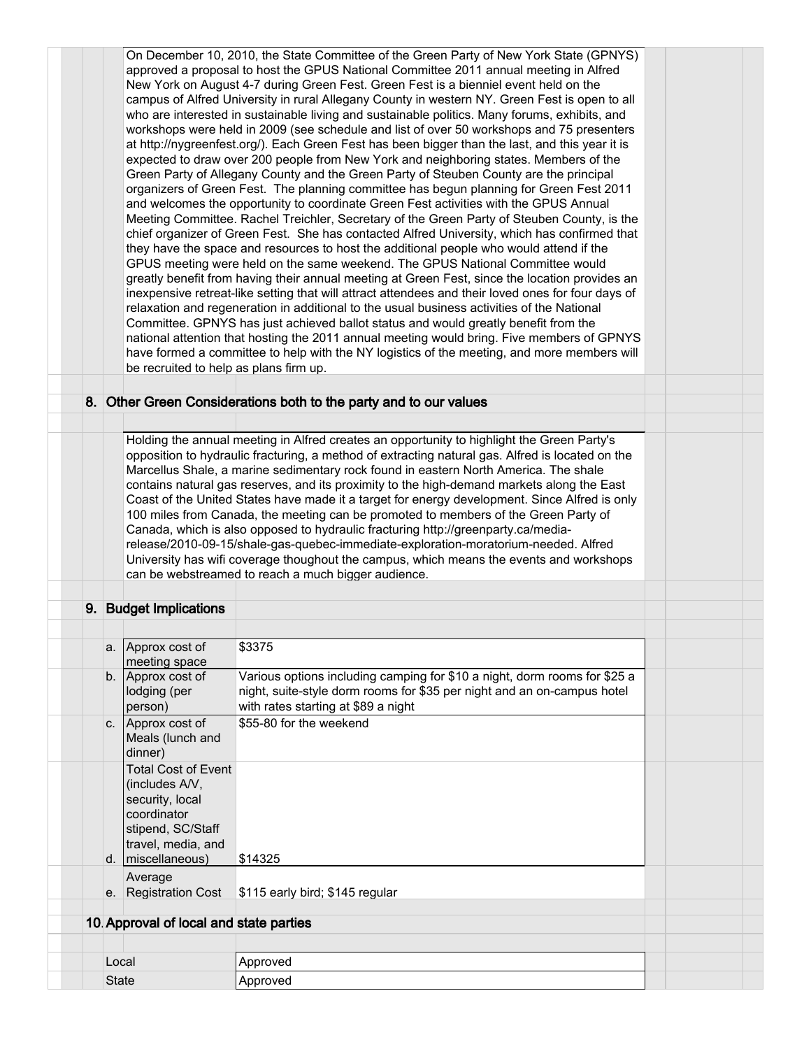On December 10, 2010, the State Committee of the Green Party of New York State (GPNYS) approved a proposal to host the GPUS National Committee 2011 annual meeting in Alfred New York on August 4-7 during Green Fest. Green Fest is a bienniel event held on the campus of Alfred University in rural Allegany County in western NY. Green Fest is open to all who are interested in sustainable living and sustainable politics. Many forums, exhibits, and workshops were held in 2009 (see schedule and list of over 50 workshops and 75 presenters at http://nygreenfest.org/). Each Green Fest has been bigger than the last, and this year it is expected to draw over 200 people from New York and neighboring states. Members of the Green Party of Allegany County and the Green Party of Steuben County are the principal organizers of Green Fest. The planning committee has begun planning for Green Fest 2011 and welcomes the opportunity to coordinate Green Fest activities with the GPUS Annual Meeting Committee. Rachel Treichler, Secretary of the Green Party of Steuben County, is the chief organizer of Green Fest. She has contacted Alfred University, which has confirmed that they have the space and resources to host the additional people who would attend if the GPUS meeting were held on the same weekend. The GPUS National Committee would greatly benefit from having their annual meeting at Green Fest, since the location provides an inexpensive retreat-like setting that will attract attendees and their loved ones for four days of relaxation and regeneration in additional to the usual business activities of the National Committee. GPNYS has just achieved ballot status and would greatly benefit from the national attention that hosting the 2011 annual meeting would bring. Five members of GPNYS have formed a committee to help with the NY logistics of the meeting, and more members will be recruited to help as plans firm up.

## 8. Other Green Considerations both to the party and to our values

Holding the annual meeting in Alfred creates an opportunity to highlight the Green Party's opposition to hydraulic fracturing, a method of extracting natural gas. Alfred is located on the Marcellus Shale, a marine sedimentary rock found in eastern North America. The shale contains natural gas reserves, and its proximity to the high-demand markets along the East Coast of the United States have made it a target for energy development. Since Alfred is only 100 miles from Canada, the meeting can be promoted to members of the Green Party of Canada, which is also opposed to hydraulic fracturing http://greenparty.ca/media-release/2010-09-15/shale-gas-quebec-immediate-exploration-moratorium-needed. Alfred University has wifi coverage thoughout the campus, which means the events and workshops can be webstreamed to reach a much bigger audience.

## 9. Budget Implications

| | | |
|---|---|---|
| a. | Approx cost of meeting space | $3375 |
| b. | Approx cost of lodging (per person) | Various options including camping for $10 a night, dorm rooms for $25 a night, suite-style dorm rooms for $35 per night and an on-campus hotel with rates starting at $89 a night |
| c. | Approx cost of Meals (lunch and dinner) | $55-80 for the weekend |
| d. | Total Cost of Event (includes A/V, security, local coordinator stipend, SC/Staff travel, media, and miscellaneous) | $14325 |
| e. | Average Registration Cost | $115 early bird; $145 regular |

## 10. Approval of local and state parties

| | |
|---|---|
| Local | Approved |
| State | Approved |